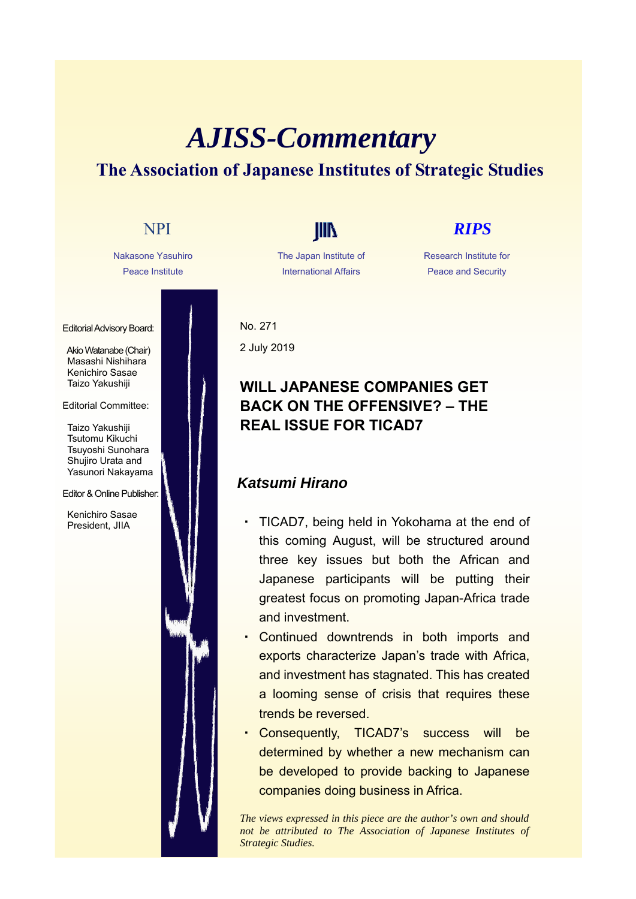# AJISS-Commentary

## The Association of Japanese Institutes of Strategic Studies

NPI
Nakasone Yasuhiro Peace Institute

JIIA
The Japan Institute of International Affairs

RIPS
Research Institute for Peace and Security

Editorial Advisory Board:

Akio Watanabe (Chair)
Masashi Nishihara
Kenichiro Sasae
Taizo Yakushiji

Editorial Committee:

Taizo Yakushiji
Tsutomu Kikuchi
Tsuyoshi Sunohara
Shujiro Urata and
Yasunori Nakayama

Editor & Online Publisher:

Kenichiro Sasae
President, JIIA

No. 271

2 July 2019

## WILL JAPANESE COMPANIES GET BACK ON THE OFFENSIVE? – THE REAL ISSUE FOR TICAD7

***Katsumi Hirano***

- TICAD7, being held in Yokohama at the end of this coming August, will be structured around three key issues but both the African and Japanese participants will be putting their greatest focus on promoting Japan-Africa trade and investment.
- Continued downtrends in both imports and exports characterize Japan's trade with Africa, and investment has stagnated. This has created a looming sense of crisis that requires these trends be reversed.
- Consequently, TICAD7's success will be determined by whether a new mechanism can be developed to provide backing to Japanese companies doing business in Africa.

*The views expressed in this piece are the author's own and should not be attributed to The Association of Japanese Institutes of Strategic Studies.*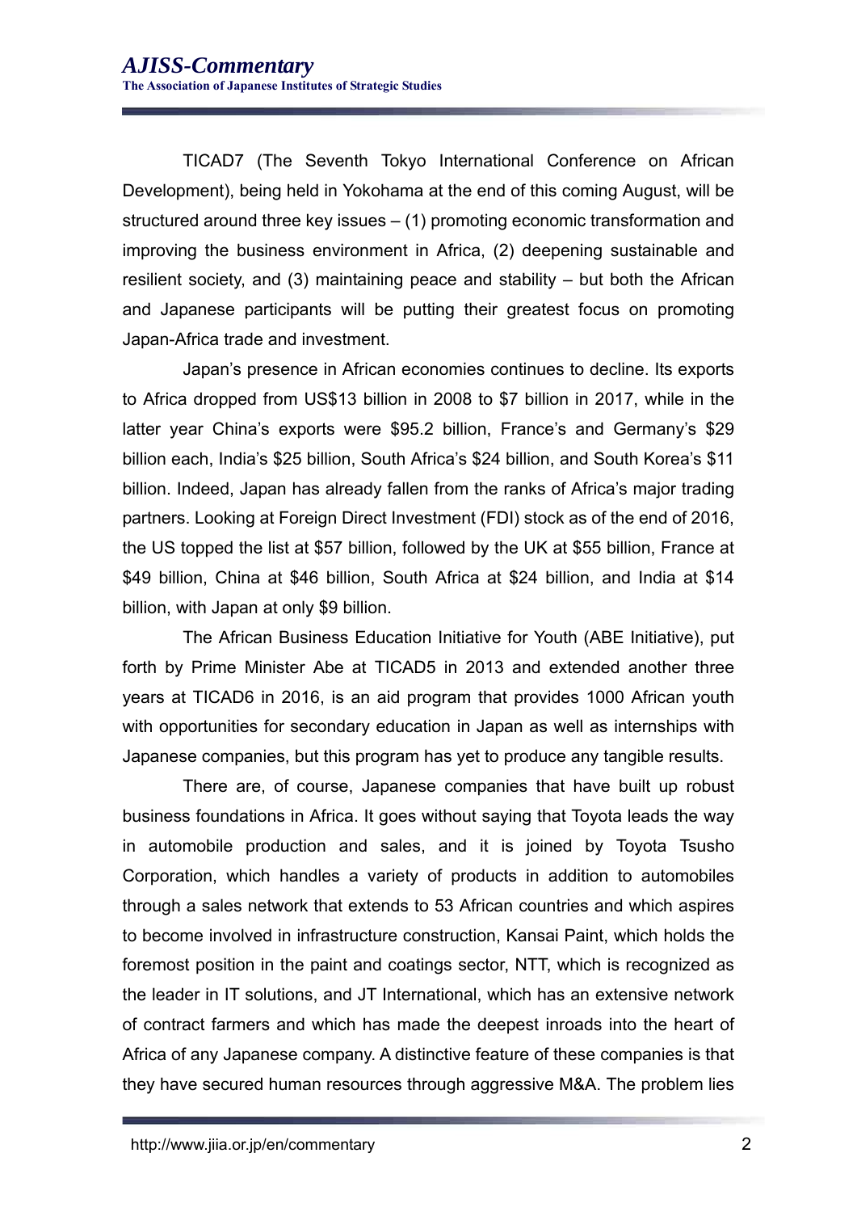TICAD7 (The Seventh Tokyo International Conference on African Development), being held in Yokohama at the end of this coming August, will be structured around three key issues – (1) promoting economic transformation and improving the business environment in Africa, (2) deepening sustainable and resilient society, and (3) maintaining peace and stability – but both the African and Japanese participants will be putting their greatest focus on promoting Japan-Africa trade and investment.

Japan's presence in African economies continues to decline. Its exports to Africa dropped from US$13 billion in 2008 to $7 billion in 2017, while in the latter year China's exports were $95.2 billion, France's and Germany's $29 billion each, India's $25 billion, South Africa's $24 billion, and South Korea's $11 billion. Indeed, Japan has already fallen from the ranks of Africa's major trading partners. Looking at Foreign Direct Investment (FDI) stock as of the end of 2016, the US topped the list at $57 billion, followed by the UK at $55 billion, France at $49 billion, China at $46 billion, South Africa at $24 billion, and India at $14 billion, with Japan at only $9 billion.

The African Business Education Initiative for Youth (ABE Initiative), put forth by Prime Minister Abe at TICAD5 in 2013 and extended another three years at TICAD6 in 2016, is an aid program that provides 1000 African youth with opportunities for secondary education in Japan as well as internships with Japanese companies, but this program has yet to produce any tangible results.

There are, of course, Japanese companies that have built up robust business foundations in Africa. It goes without saying that Toyota leads the way in automobile production and sales, and it is joined by Toyota Tsusho Corporation, which handles a variety of products in addition to automobiles through a sales network that extends to 53 African countries and which aspires to become involved in infrastructure construction, Kansai Paint, which holds the foremost position in the paint and coatings sector, NTT, which is recognized as the leader in IT solutions, and JT International, which has an extensive network of contract farmers and which has made the deepest inroads into the heart of Africa of any Japanese company. A distinctive feature of these companies is that they have secured human resources through aggressive M&A. The problem lies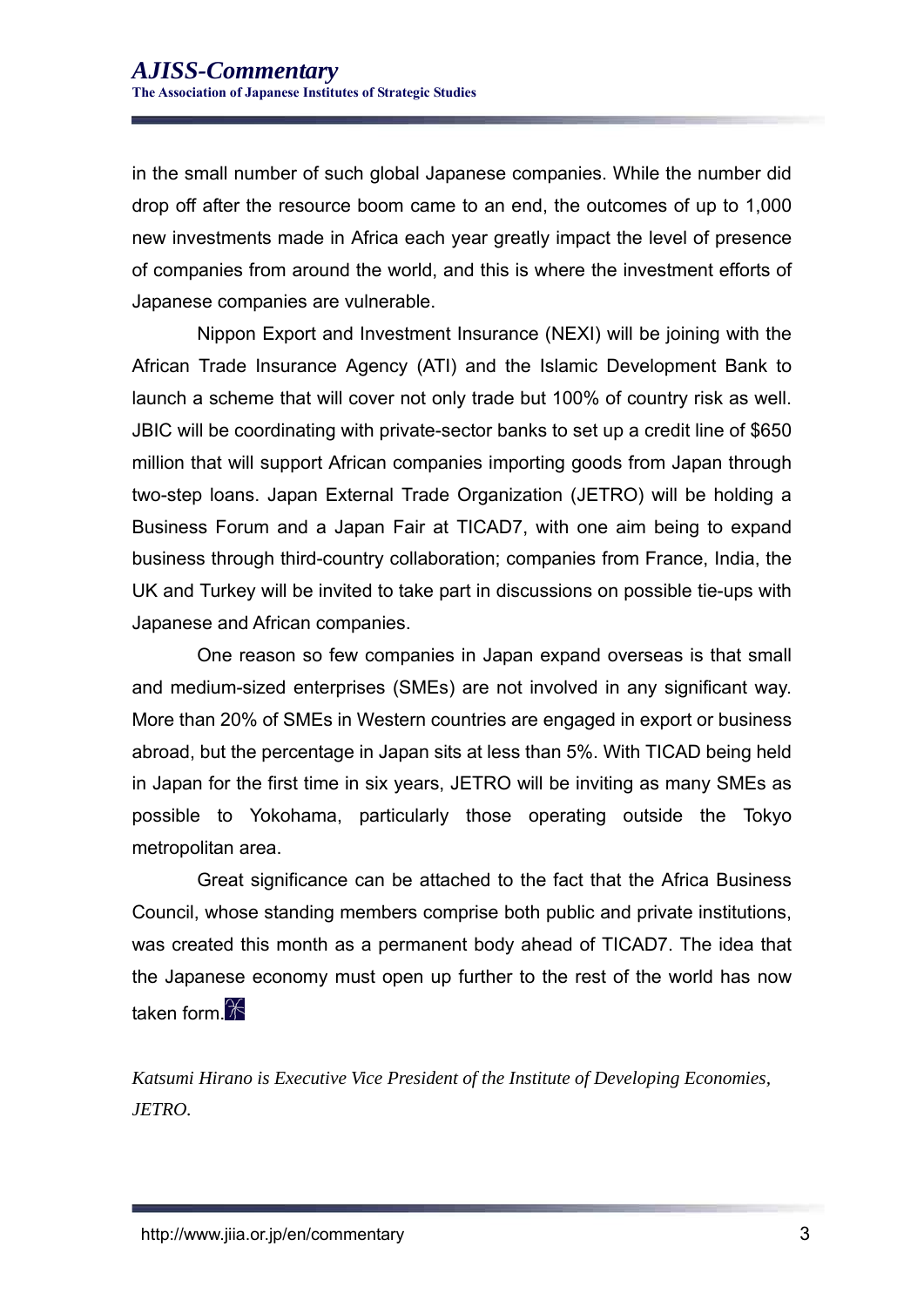in the small number of such global Japanese companies. While the number did drop off after the resource boom came to an end, the outcomes of up to 1,000 new investments made in Africa each year greatly impact the level of presence of companies from around the world, and this is where the investment efforts of Japanese companies are vulnerable.

Nippon Export and Investment Insurance (NEXI) will be joining with the African Trade Insurance Agency (ATI) and the Islamic Development Bank to launch a scheme that will cover not only trade but 100% of country risk as well. JBIC will be coordinating with private-sector banks to set up a credit line of $650 million that will support African companies importing goods from Japan through two-step loans. Japan External Trade Organization (JETRO) will be holding a Business Forum and a Japan Fair at TICAD7, with one aim being to expand business through third-country collaboration; companies from France, India, the UK and Turkey will be invited to take part in discussions on possible tie-ups with Japanese and African companies.

One reason so few companies in Japan expand overseas is that small and medium-sized enterprises (SMEs) are not involved in any significant way. More than 20% of SMEs in Western countries are engaged in export or business abroad, but the percentage in Japan sits at less than 5%. With TICAD being held in Japan for the first time in six years, JETRO will be inviting as many SMEs as possible to Yokohama, particularly those operating outside the Tokyo metropolitan area.

Great significance can be attached to the fact that the Africa Business Council, whose standing members comprise both public and private institutions, was created this month as a permanent body ahead of TICAD7. The idea that the Japanese economy must open up further to the rest of the world has now taken form.

*Katsumi Hirano is Executive Vice President of the Institute of Developing Economies, JETRO.*